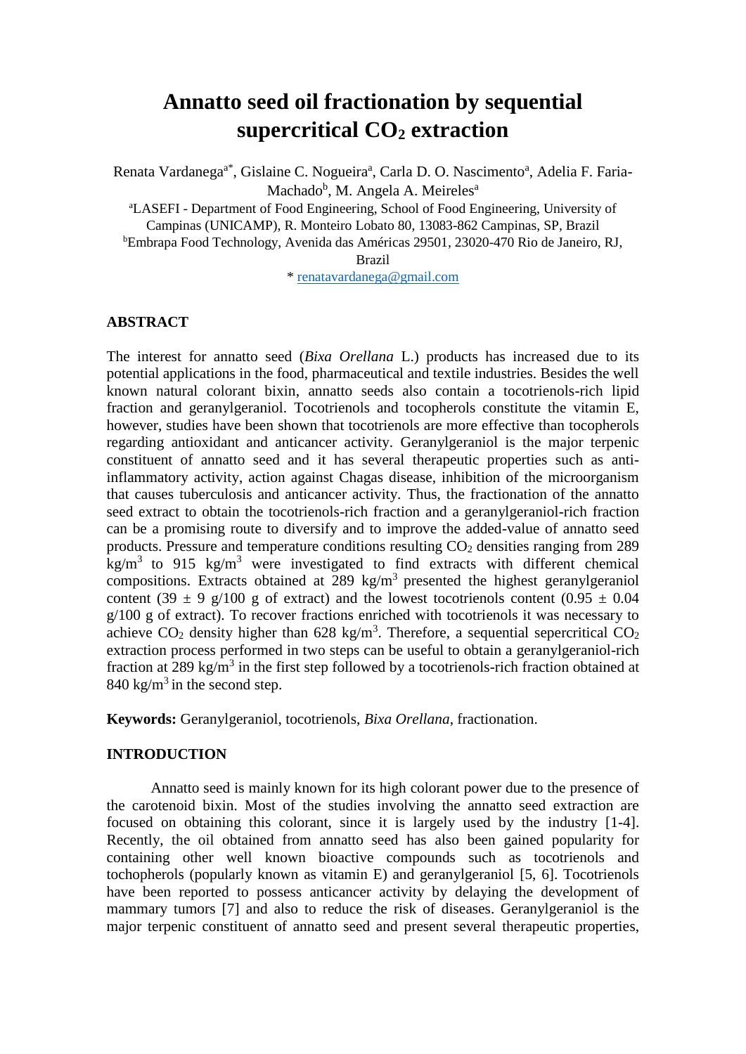# Annatto seed oil fractionation by sequential supercritical $CO_2$ extraction

Renata Vardanega[a*], Gislaine C. Nogueira[a], Carla D. O. Nascimento[a], Adelia F. Faria-Machado[b], M. Angela A. Meireles[a]

[a]LASEFI - Department of Food Engineering, School of Food Engineering, University of Campinas (UNICAMP), R. Monteiro Lobato 80, 13083-862 Campinas, SP, Brazil

[b]Embrapa Food Technology, Avenida das Américas 29501, 23020-470 Rio de Janeiro, RJ, Brazil

\* renatavardanega@gmail.com

## ABSTRACT

The interest for annatto seed (*Bixa Orellana* L.) products has increased due to its potential applications in the food, pharmaceutical and textile industries. Besides the well known natural colorant bixin, annatto seeds also contain a tocotrienols-rich lipid fraction and geranylgeraniol. Tocotrienols and tocopherols constitute the vitamin E, however, studies have been shown that tocotrienols are more effective than tocopherols regarding antioxidant and anticancer activity. Geranylgeraniol is the major terpenic constituent of annatto seed and it has several therapeutic properties such as anti-inflammatory activity, action against Chagas disease, inhibition of the microorganism that causes tuberculosis and anticancer activity. Thus, the fractionation of the annatto seed extract to obtain the tocotrienols-rich fraction and a geranylgeraniol-rich fraction can be a promising route to diversify and to improve the added-value of annatto seed products. Pressure and temperature conditions resulting $CO_2$ densities ranging from 289 $kg/m^3$ to 915 $kg/m^3$ were investigated to find extracts with different chemical compositions. Extracts obtained at 289 $kg/m^3$ presented the highest geranylgeraniol content ($39 \pm 9$ g/100 g of extract) and the lowest tocotrienols content ($0.95 \pm 0.04$ g/100 g of extract). To recover fractions enriched with tocotrienols it was necessary to achieve $CO_2$ density higher than 628 $kg/m^3$. Therefore, a sequential sepercritical $CO_2$ extraction process performed in two steps can be useful to obtain a geranylgeraniol-rich fraction at 289 $kg/m^3$ in the first step followed by a tocotrienols-rich fraction obtained at 840 $kg/m^3$ in the second step.

**Keywords:** Geranylgeraniol, tocotrienols, *Bixa Orellana*, fractionation.

## INTRODUCTION

Annatto seed is mainly known for its high colorant power due to the presence of the carotenoid bixin. Most of the studies involving the annatto seed extraction are focused on obtaining this colorant, since it is largely used by the industry [1-4]. Recently, the oil obtained from annatto seed has also been gained popularity for containing other well known bioactive compounds such as tocotrienols and tochopherols (popularly known as vitamin E) and geranylgeraniol [5, 6]. Tocotrienols have been reported to possess anticancer activity by delaying the development of mammary tumors [7] and also to reduce the risk of diseases. Geranylgeraniol is the major terpenic constituent of annatto seed and present several therapeutic properties,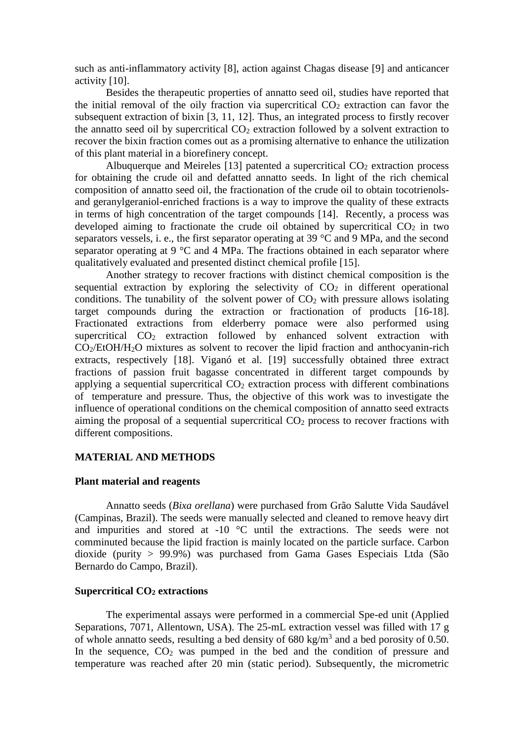such as anti-inflammatory activity [8], action against Chagas disease [9] and anticancer activity [10].

Besides the therapeutic properties of annatto seed oil, studies have reported that the initial removal of the oily fraction via supercritical $CO_2$ extraction can favor the subsequent extraction of bixin [3, 11, 12]. Thus, an integrated process to firstly recover the annatto seed oil by supercritical $CO_2$ extraction followed by a solvent extraction to recover the bixin fraction comes out as a promising alternative to enhance the utilization of this plant material in a biorefinery concept.

Albuquerque and Meireles [13] patented a supercritical $CO_2$ extraction process for obtaining the crude oil and defatted annatto seeds. In light of the rich chemical composition of annatto seed oil, the fractionation of the crude oil to obtain tocotrienols- and geranylgeraniol-enriched fractions is a way to improve the quality of these extracts in terms of high concentration of the target compounds [14]. Recently, a process was developed aiming to fractionate the crude oil obtained by supercritical $CO_2$ in two separators vessels, i. e., the first separator operating at 39 °C and 9 MPa, and the second separator operating at 9 °C and 4 MPa. The fractions obtained in each separator where qualitatively evaluated and presented distinct chemical profile [15].

Another strategy to recover fractions with distinct chemical composition is the sequential extraction by exploring the selectivity of $CO_2$ in different operational conditions. The tunability of the solvent power of $CO_2$ with pressure allows isolating target compounds during the extraction or fractionation of products [16-18]. Fractionated extractions from elderberry pomace were also performed using supercritical $CO_2$ extraction followed by enhanced solvent extraction with $CO_2$/EtOH/$H_2O$ mixtures as solvent to recover the lipid fraction and anthocyanin-rich extracts, respectively [18]. Viganó et al. [19] successfully obtained three extract fractions of passion fruit bagasse concentrated in different target compounds by applying a sequential supercritical $CO_2$ extraction process with different combinations of temperature and pressure. Thus, the objective of this work was to investigate the influence of operational conditions on the chemical composition of annatto seed extracts aiming the proposal of a sequential supercritical $CO_2$ process to recover fractions with different compositions.

## MATERIAL AND METHODS

### Plant material and reagents

Annatto seeds (*Bixa orellana*) were purchased from Grão Salutte Vida Saudável (Campinas, Brazil). The seeds were manually selected and cleaned to remove heavy dirt and impurities and stored at -10 °C until the extractions. The seeds were not comminuted because the lipid fraction is mainly located on the particle surface. Carbon dioxide (purity > 99.9%) was purchased from Gama Gases Especiais Ltda (São Bernardo do Campo, Brazil).

### Supercritical $CO_2$ extractions

The experimental assays were performed in a commercial Spe-ed unit (Applied Separations, 7071, Allentown, USA). The 25-mL extraction vessel was filled with 17 g of whole annatto seeds, resulting a bed density of 680 kg/m$^3$ and a bed porosity of 0.50. In the sequence, $CO_2$ was pumped in the bed and the condition of pressure and temperature was reached after 20 min (static period). Subsequently, the micrometric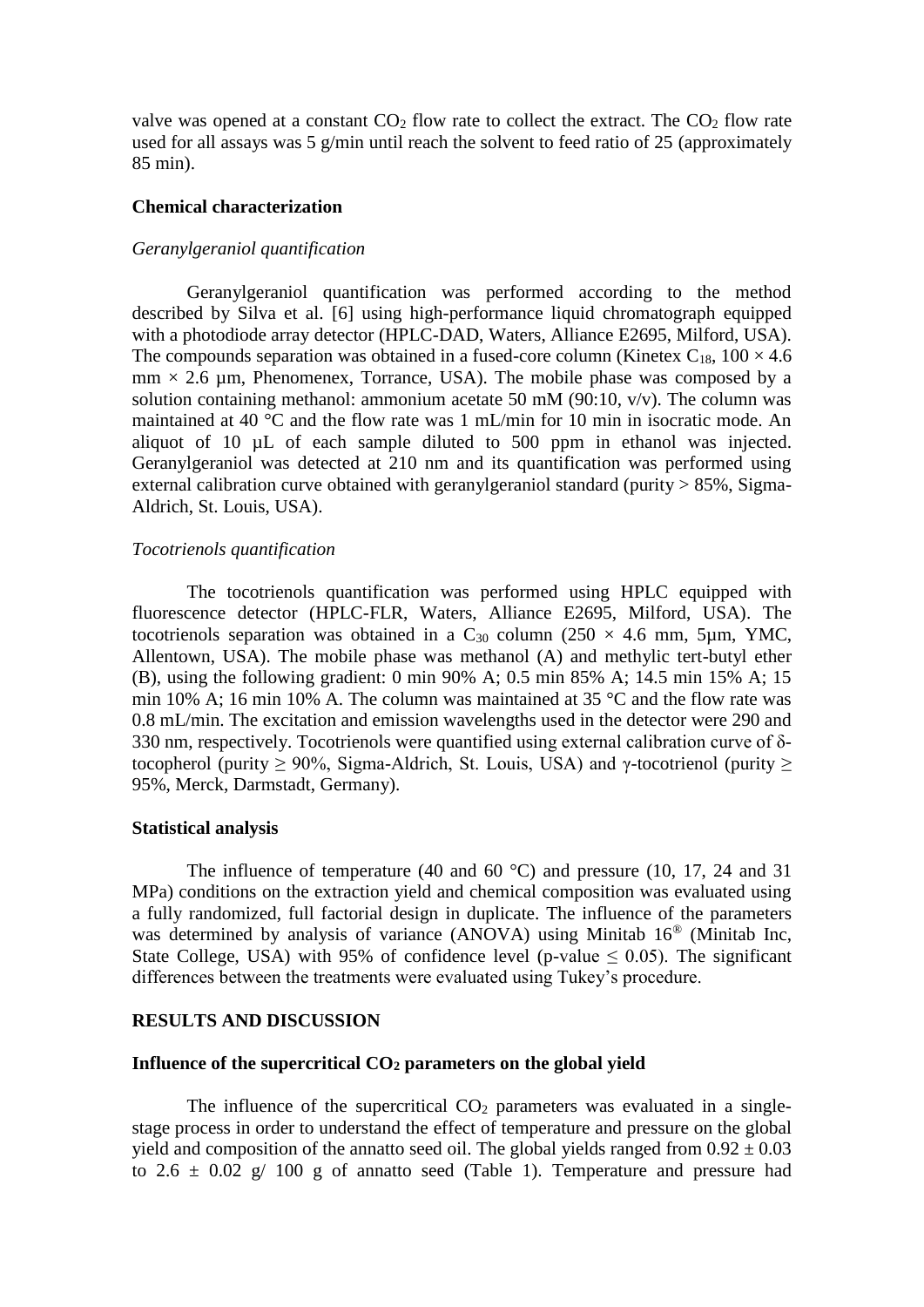valve was opened at a constant $CO_2$ flow rate to collect the extract. The $CO_2$ flow rate used for all assays was 5 g/min until reach the solvent to feed ratio of 25 (approximately 85 min).

### Chemical characterization

#### *Geranylgeraniol quantification*

Geranylgeraniol quantification was performed according to the method described by Silva et al. [6] using high-performance liquid chromatograph equipped with a photodiode array detector (HPLC-DAD, Waters, Alliance E2695, Milford, USA). The compounds separation was obtained in a fused-core column (Kinetex $C_{18}$, $100 \times 4.6$ mm $\times$ 2.6 µm, Phenomenex, Torrance, USA). The mobile phase was composed by a solution containing methanol: ammonium acetate 50 mM (90:10, v/v). The column was maintained at 40 °C and the flow rate was 1 mL/min for 10 min in isocratic mode. An aliquot of 10 µL of each sample diluted to 500 ppm in ethanol was injected. Geranylgeraniol was detected at 210 nm and its quantification was performed using external calibration curve obtained with geranylgeraniol standard (purity > 85%, Sigma-Aldrich, St. Louis, USA).

#### *Tocotrienols quantification*

The tocotrienols quantification was performed using HPLC equipped with fluorescence detector (HPLC-FLR, Waters, Alliance E2695, Milford, USA). The tocotrienols separation was obtained in a $C_{30}$ column ($250 \times 4.6$ mm, 5µm, YMC, Allentown, USA). The mobile phase was methanol (A) and methylic tert-butyl ether (B), using the following gradient: 0 min 90% A; 0.5 min 85% A; 14.5 min 15% A; 15 min 10% A; 16 min 10% A. The column was maintained at 35 °C and the flow rate was 0.8 mL/min. The excitation and emission wavelengths used in the detector were 290 and 330 nm, respectively. Tocotrienols were quantified using external calibration curve of δ-tocopherol (purity ≥ 90%, Sigma-Aldrich, St. Louis, USA) and γ-tocotrienol (purity ≥ 95%, Merck, Darmstadt, Germany).

### Statistical analysis

The influence of temperature (40 and 60 °C) and pressure (10, 17, 24 and 31 MPa) conditions on the extraction yield and chemical composition was evaluated using a fully randomized, full factorial design in duplicate. The influence of the parameters was determined by analysis of variance (ANOVA) using Minitab 16® (Minitab Inc, State College, USA) with 95% of confidence level ($p$-value $\leq 0.05$). The significant differences between the treatments were evaluated using Tukey's procedure.

## RESULTS AND DISCUSSION

### Influence of the supercritical $CO_2$ parameters on the global yield

The influence of the supercritical $CO_2$ parameters was evaluated in a single-stage process in order to understand the effect of temperature and pressure on the global yield and composition of the annatto seed oil. The global yields ranged from $0.92 \pm 0.03$ to $2.6 \pm 0.02$ g/ 100 g of annatto seed (Table 1). Temperature and pressure had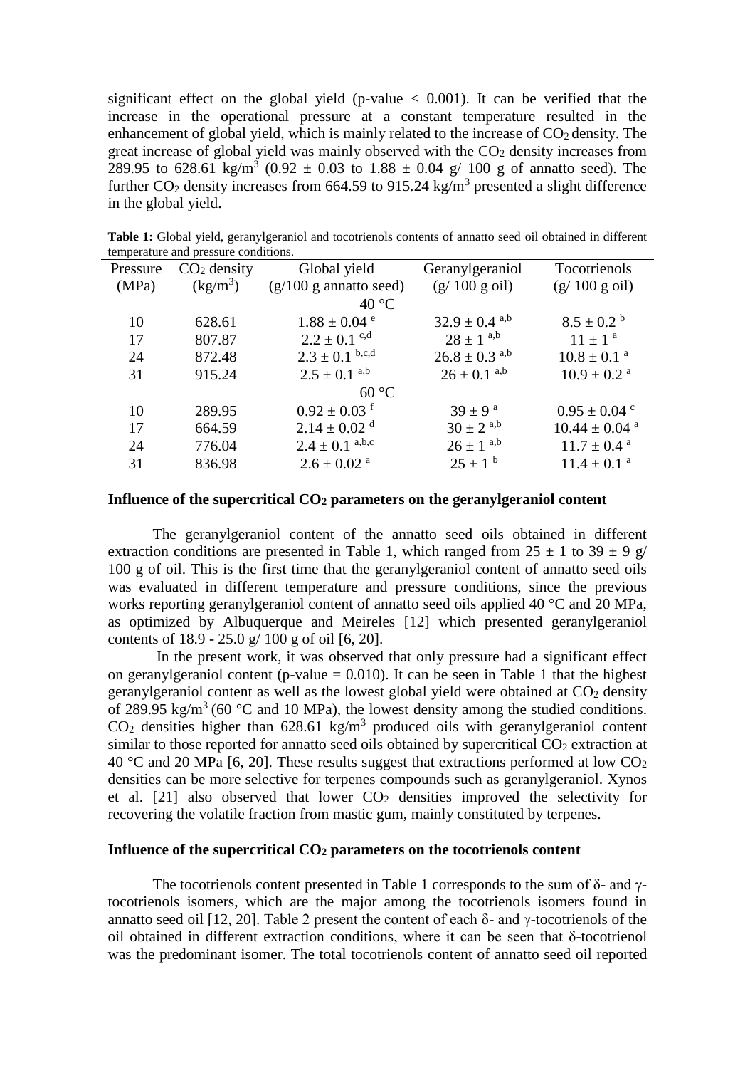significant effect on the global yield (p-value $< 0.001$). It can be verified that the increase in the operational pressure at a constant temperature resulted in the enhancement of global yield, which is mainly related to the increase of $CO_2$ density. The great increase of global yield was mainly observed with the $CO_2$ density increases from 289.95 to 628.61 kg/m$^3$ (0.92 ± 0.03 to 1.88 ± 0.04 g/ 100 g of annatto seed). The further $CO_2$ density increases from 664.59 to 915.24 kg/m$^3$ presented a slight difference in the global yield.

**Table 1:** Global yield, geranylgeraniol and tocotrienols contents of annatto seed oil obtained in different temperature and pressure conditions.

| Pressure (MPa) | $CO_2$ density (kg/m$^3$) | Global yield (g/100 g annatto seed) | Geranylgeraniol (g/ 100 g oil) | Tocotrienols (g/ 100 g oil) |
|---|---|---|---|---|
| | | 40 °C | | |
| 10 | 628.61 | 1.88 ± 0.04 $^{e}$ | 32.9 ± 0.4 $^{a,b}$ | 8.5 ± 0.2 $^{b}$ |
| 17 | 807.87 | 2.2 ± 0.1 $^{c,d}$ | 28 ± 1 $^{a,b}$ | 11 ± 1 $^{a}$ |
| 24 | 872.48 | 2.3 ± 0.1 $^{b,c,d}$ | 26.8 ± 0.3 $^{a,b}$ | 10.8 ± 0.1 $^{a}$ |
| 31 | 915.24 | 2.5 ± 0.1 $^{a,b}$ | 26 ± 0.1 $^{a,b}$ | 10.9 ± 0.2 $^{a}$ |
| | | 60 °C | | |
| 10 | 289.95 | 0.92 ± 0.03 $^{f}$ | 39 ± 9 $^{a}$ | 0.95 ± 0.04 $^{c}$ |
| 17 | 664.59 | 2.14 ± 0.02 $^{d}$ | 30 ± 2 $^{a,b}$ | 10.44 ± 0.04 $^{a}$ |
| 24 | 776.04 | 2.4 ± 0.1 $^{a,b,c}$ | 26 ± 1 $^{a,b}$ | 11.7 ± 0.4 $^{a}$ |
| 31 | 836.98 | 2.6 ± 0.02 $^{a}$ | 25 ± 1 $^{b}$ | 11.4 ± 0.1 $^{a}$ |

### Influence of the supercritical $CO_2$ parameters on the geranylgeraniol content

The geranylgeraniol content of the annatto seed oils obtained in different extraction conditions are presented in Table 1, which ranged from 25 ± 1 to 39 ± 9 g/ 100 g of oil. This is the first time that the geranylgeraniol content of annatto seed oils was evaluated in different temperature and pressure conditions, since the previous works reporting geranylgeraniol content of annatto seed oils applied 40 °C and 20 MPa, as optimized by Albuquerque and Meireles [12] which presented geranylgeraniol contents of 18.9 - 25.0 g/ 100 g of oil [6, 20].

In the present work, it was observed that only pressure had a significant effect on geranylgeraniol content (p-value $= 0.010$). It can be seen in Table 1 that the highest geranylgeraniol content as well as the lowest global yield were obtained at $CO_2$ density of 289.95 kg/m$^3$ (60 °C and 10 MPa), the lowest density among the studied conditions. $CO_2$ densities higher than 628.61 kg/m$^3$ produced oils with geranylgeraniol content similar to those reported for annatto seed oils obtained by supercritical $CO_2$ extraction at 40 °C and 20 MPa [6, 20]. These results suggest that extractions performed at low $CO_2$ densities can be more selective for terpenes compounds such as geranylgeraniol. Xynos et al. [21] also observed that lower $CO_2$ densities improved the selectivity for recovering the volatile fraction from mastic gum, mainly constituted by terpenes.

### Influence of the supercritical $CO_2$ parameters on the tocotrienols content

The tocotrienols content presented in Table 1 corresponds to the sum of δ- and γ-tocotrienols isomers, which are the major among the tocotrienols isomers found in annatto seed oil [12, 20]. Table 2 present the content of each δ- and γ-tocotrienols of the oil obtained in different extraction conditions, where it can be seen that δ-tocotrienol was the predominant isomer. The total tocotrienols content of annatto seed oil reported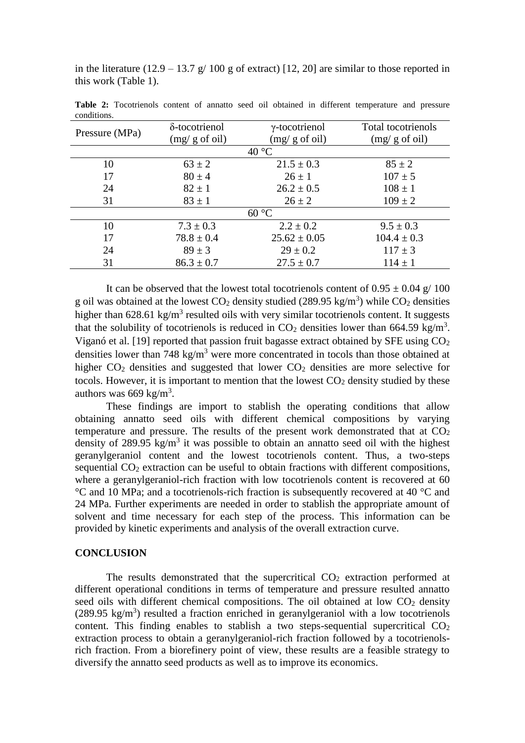in the literature (12.9 – 13.7 g/ 100 g of extract) [12, 20] are similar to those reported in this work (Table 1).

**Table 2:** Tocotrienols content of annatto seed oil obtained in different temperature and pressure conditions.

| Pressure (MPa) | δ-tocotrienol (mg/ g of oil) | γ-tocotrienol (mg/ g of oil) | Total tocotrienols (mg/ g of oil) |
|---|---|---|---|
| 40 °C | | | |
| 10 | 63 ± 2 | 21.5 ± 0.3 | 85 ± 2 |
| 17 | 80 ± 4 | 26 ± 1 | 107 ± 5 |
| 24 | 82 ± 1 | 26.2 ± 0.5 | 108 ± 1 |
| 31 | 83 ± 1 | 26 ± 2 | 109 ± 2 |
| 60 °C | | | |
| 10 | 7.3 ± 0.3 | 2.2 ± 0.2 | 9.5 ± 0.3 |
| 17 | 78.8 ± 0.4 | 25.62 ± 0.05 | 104.4 ± 0.3 |
| 24 | 89 ± 3 | 29 ± 0.2 | 117 ± 3 |
| 31 | 86.3 ± 0.7 | 27.5 ± 0.7 | 114 ± 1 |

It can be observed that the lowest total tocotrienols content of 0.95 ± 0.04 g/ 100 g oil was obtained at the lowest $CO_2$ density studied (289.95 kg/m$^3$) while $CO_2$ densities higher than 628.61 kg/m$^3$ resulted oils with very similar tocotrienols content. It suggests that the solubility of tocotrienols is reduced in $CO_2$ densities lower than 664.59 kg/m$^3$. Viganó et al. [19] reported that passion fruit bagasse extract obtained by SFE using $CO_2$ densities lower than 748 kg/m$^3$ were more concentrated in tocols than those obtained at higher $CO_2$ densities and suggested that lower $CO_2$ densities are more selective for tocols. However, it is important to mention that the lowest $CO_2$ density studied by these authors was 669 kg/m$^3$.

These findings are import to stablish the operating conditions that allow obtaining annatto seed oils with different chemical compositions by varying temperature and pressure. The results of the present work demonstrated that at $CO_2$ density of 289.95 kg/m$^3$ it was possible to obtain an annatto seed oil with the highest geranylgeraniol content and the lowest tocotrienols content. Thus, a two-steps sequential $CO_2$ extraction can be useful to obtain fractions with different compositions, where a geranylgeraniol-rich fraction with low tocotrienols content is recovered at 60 °C and 10 MPa; and a tocotrienols-rich fraction is subsequently recovered at 40 °C and 24 MPa. Further experiments are needed in order to stablish the appropriate amount of solvent and time necessary for each step of the process. This information can be provided by kinetic experiments and analysis of the overall extraction curve.

## CONCLUSION

The results demonstrated that the supercritical $CO_2$ extraction performed at different operational conditions in terms of temperature and pressure resulted annatto seed oils with different chemical compositions. The oil obtained at low $CO_2$ density (289.95 kg/m$^3$) resulted a fraction enriched in geranylgeraniol with a low tocotrienols content. This finding enables to stablish a two steps-sequential supercritical $CO_2$ extraction process to obtain a geranylgeraniol-rich fraction followed by a tocotrienols-rich fraction. From a biorefinery point of view, these results are a feasible strategy to diversify the annatto seed products as well as to improve its economics.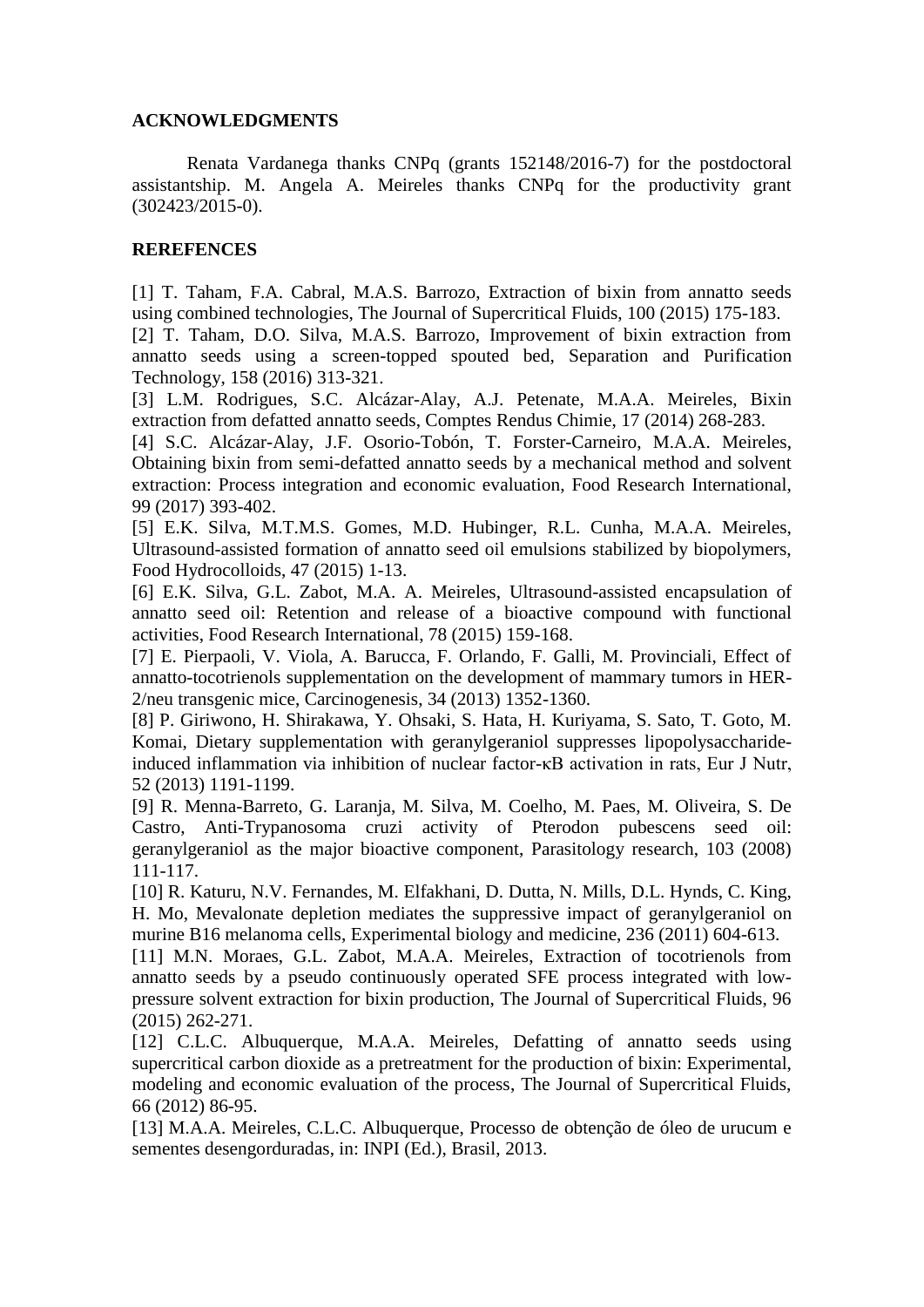## ACKNOWLEDGMENTS

Renata Vardanega thanks CNPq (grants 152148/2016-7) for the postdoctoral assistantship. M. Angela A. Meireles thanks CNPq for the productivity grant (302423/2015-0).

## REREFENCES

[1] T. Taham, F.A. Cabral, M.A.S. Barrozo, Extraction of bixin from annatto seeds using combined technologies, The Journal of Supercritical Fluids, 100 (2015) 175-183.

[2] T. Taham, D.O. Silva, M.A.S. Barrozo, Improvement of bixin extraction from annatto seeds using a screen-topped spouted bed, Separation and Purification Technology, 158 (2016) 313-321.

[3] L.M. Rodrigues, S.C. Alcázar-Alay, A.J. Petenate, M.A.A. Meireles, Bixin extraction from defatted annatto seeds, Comptes Rendus Chimie, 17 (2014) 268-283.

[4] S.C. Alcázar-Alay, J.F. Osorio-Tobón, T. Forster-Carneiro, M.A.A. Meireles, Obtaining bixin from semi-defatted annatto seeds by a mechanical method and solvent extraction: Process integration and economic evaluation, Food Research International, 99 (2017) 393-402.

[5] E.K. Silva, M.T.M.S. Gomes, M.D. Hubinger, R.L. Cunha, M.A.A. Meireles, Ultrasound-assisted formation of annatto seed oil emulsions stabilized by biopolymers, Food Hydrocolloids, 47 (2015) 1-13.

[6] E.K. Silva, G.L. Zabot, M.A. A. Meireles, Ultrasound-assisted encapsulation of annatto seed oil: Retention and release of a bioactive compound with functional activities, Food Research International, 78 (2015) 159-168.

[7] E. Pierpaoli, V. Viola, A. Barucca, F. Orlando, F. Galli, M. Provinciali, Effect of annatto-tocotrienols supplementation on the development of mammary tumors in HER-2/neu transgenic mice, Carcinogenesis, 34 (2013) 1352-1360.

[8] P. Giriwono, H. Shirakawa, Y. Ohsaki, S. Hata, H. Kuriyama, S. Sato, T. Goto, M. Komai, Dietary supplementation with geranylgeraniol suppresses lipopolysaccharide-induced inflammation via inhibition of nuclear factor-κB activation in rats, Eur J Nutr, 52 (2013) 1191-1199.

[9] R. Menna-Barreto, G. Laranja, M. Silva, M. Coelho, M. Paes, M. Oliveira, S. De Castro, Anti-Trypanosoma cruzi activity of Pterodon pubescens seed oil: geranylgeraniol as the major bioactive component, Parasitology research, 103 (2008) 111-117.

[10] R. Katuru, N.V. Fernandes, M. Elfakhani, D. Dutta, N. Mills, D.L. Hynds, C. King, H. Mo, Mevalonate depletion mediates the suppressive impact of geranylgeraniol on murine B16 melanoma cells, Experimental biology and medicine, 236 (2011) 604-613.

[11] M.N. Moraes, G.L. Zabot, M.A.A. Meireles, Extraction of tocotrienols from annatto seeds by a pseudo continuously operated SFE process integrated with low-pressure solvent extraction for bixin production, The Journal of Supercritical Fluids, 96 (2015) 262-271.

[12] C.L.C. Albuquerque, M.A.A. Meireles, Defatting of annatto seeds using supercritical carbon dioxide as a pretreatment for the production of bixin: Experimental, modeling and economic evaluation of the process, The Journal of Supercritical Fluids, 66 (2012) 86-95.

[13] M.A.A. Meireles, C.L.C. Albuquerque, Processo de obtenção de óleo de urucum e sementes desengorduradas, in: INPI (Ed.), Brasil, 2013.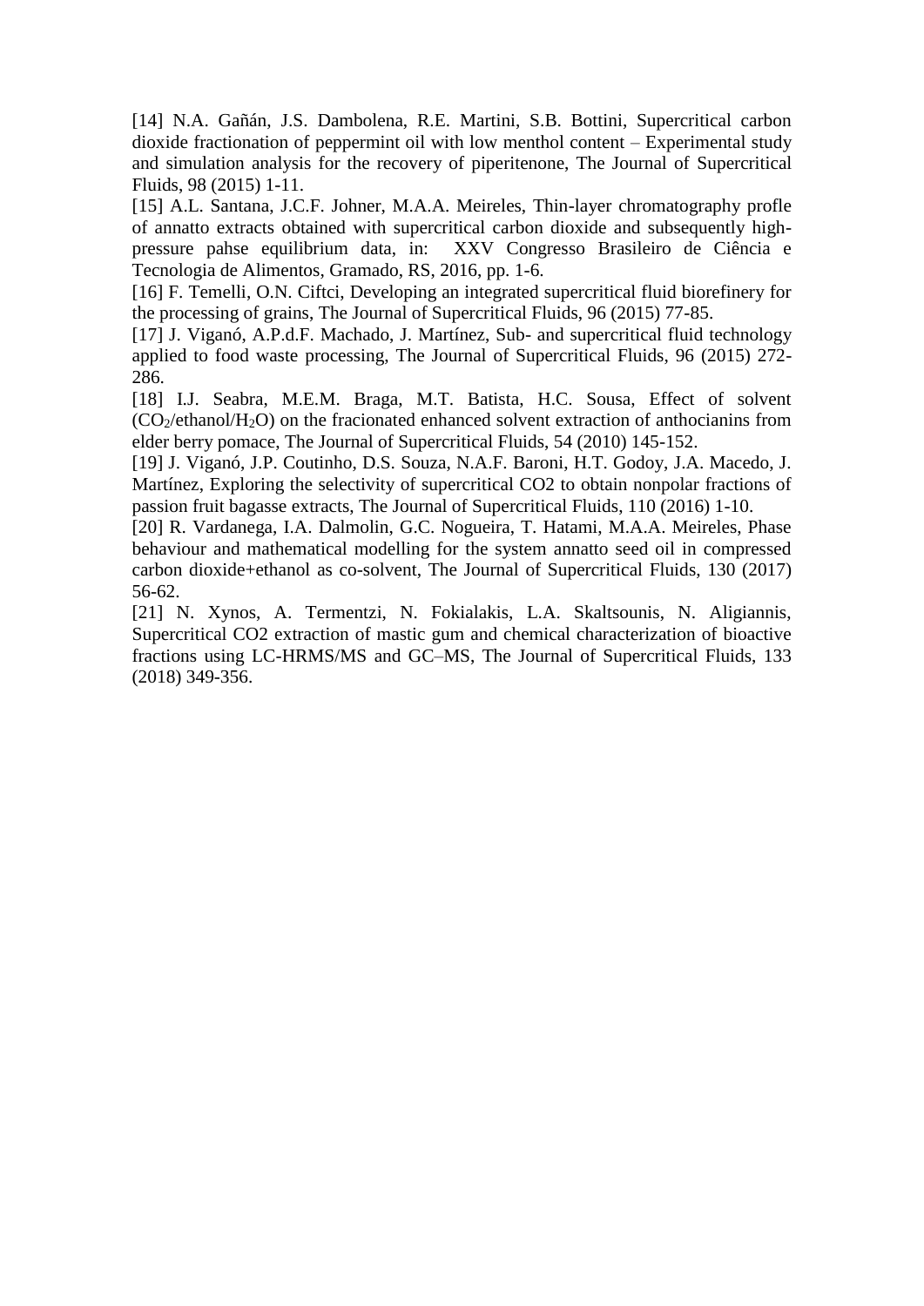[14] N.A. Gañán, J.S. Dambolena, R.E. Martini, S.B. Bottini, Supercritical carbon dioxide fractionation of peppermint oil with low menthol content – Experimental study and simulation analysis for the recovery of piperitenone, The Journal of Supercritical Fluids, 98 (2015) 1-11.

[15] A.L. Santana, J.C.F. Johner, M.A.A. Meireles, Thin-layer chromatography profle of annatto extracts obtained with supercritical carbon dioxide and subsequently high-pressure pahse equilibrium data, in: XXV Congresso Brasileiro de Ciência e Tecnologia de Alimentos, Gramado, RS, 2016, pp. 1-6.

[16] F. Temelli, O.N. Ciftci, Developing an integrated supercritical fluid biorefinery for the processing of grains, The Journal of Supercritical Fluids, 96 (2015) 77-85.

[17] J. Viganó, A.P.d.F. Machado, J. Martínez, Sub- and supercritical fluid technology applied to food waste processing, The Journal of Supercritical Fluids, 96 (2015) 272-286.

[18] I.J. Seabra, M.E.M. Braga, M.T. Batista, H.C. Sousa, Effect of solvent ($CO_2$/ethanol/$H_2O$) on the fracionated enhanced solvent extraction of anthocianins from elder berry pomace, The Journal of Supercritical Fluids, 54 (2010) 145-152.

[19] J. Viganó, J.P. Coutinho, D.S. Souza, N.A.F. Baroni, H.T. Godoy, J.A. Macedo, J. Martínez, Exploring the selectivity of supercritical CO2 to obtain nonpolar fractions of passion fruit bagasse extracts, The Journal of Supercritical Fluids, 110 (2016) 1-10.

[20] R. Vardanega, I.A. Dalmolin, G.C. Nogueira, T. Hatami, M.A.A. Meireles, Phase behaviour and mathematical modelling for the system annatto seed oil in compressed carbon dioxide+ethanol as co-solvent, The Journal of Supercritical Fluids, 130 (2017) 56-62.

[21] N. Xynos, A. Termentzi, N. Fokialakis, L.A. Skaltsounis, N. Aligiannis, Supercritical CO2 extraction of mastic gum and chemical characterization of bioactive fractions using LC-HRMS/MS and GC–MS, The Journal of Supercritical Fluids, 133 (2018) 349-356.